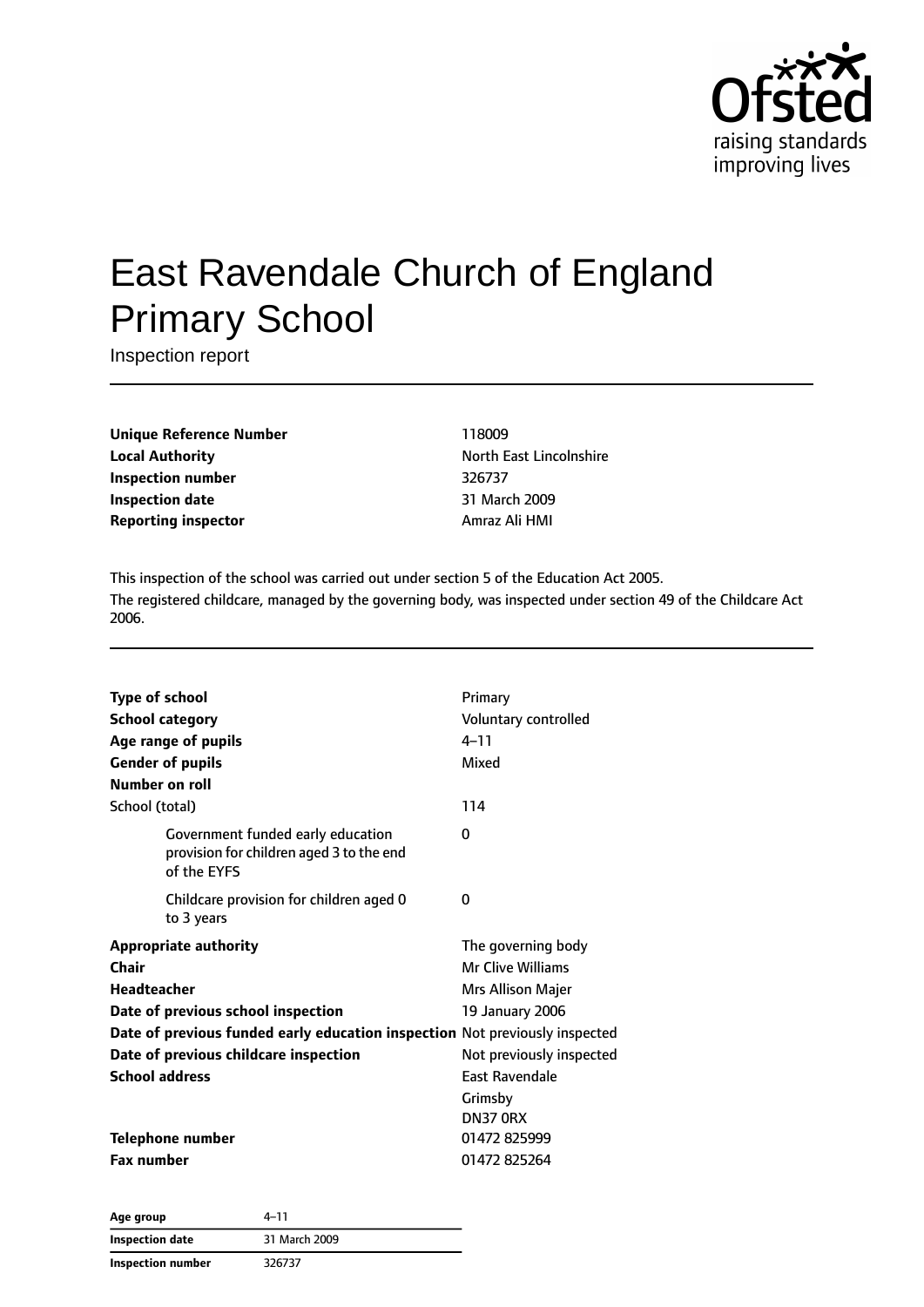# East Ravendale Church of England Primary School

Inspection report

| | |
|---|---|
| **Unique Reference Number** | 118009 |
| **Local Authority** | North East Lincolnshire |
| **Inspection number** | 326737 |
| **Inspection date** | 31 March 2009 |
| **Reporting inspector** | Amraz Ali HMI |

This inspection of the school was carried out under section 5 of the Education Act 2005.

The registered childcare, managed by the governing body, was inspected under section 49 of the Childcare Act 2006.

| | |
|---|---|
| **Type of school** | Primary |
| **School category** | Voluntary controlled |
| **Age range of pupils** | 4–11 |
| **Gender of pupils** | Mixed |
| **Number on roll** | |
| School (total) | 114 |
| Government funded early education provision for children aged 3 to the end of the EYFS | 0 |
| Childcare provision for children aged 0 to 3 years | 0 |
| **Appropriate authority** | The governing body |
| **Chair** | Mr Clive Williams |
| **Headteacher** | Mrs Allison Majer |
| **Date of previous school inspection** | 19 January 2006 |
| **Date of previous funded early education inspection** | Not previously inspected |
| **Date of previous childcare inspection** | Not previously inspected |
| **School address** | East Ravendale<br>Grimsby<br>DN37 0RX |
| **Telephone number** | 01472 825999 |
| **Fax number** | 01472 825264 |

| | |
|---|---|
| **Age group** | 4–11 |
| **Inspection date** | 31 March 2009 |
| **Inspection number** | 326737 |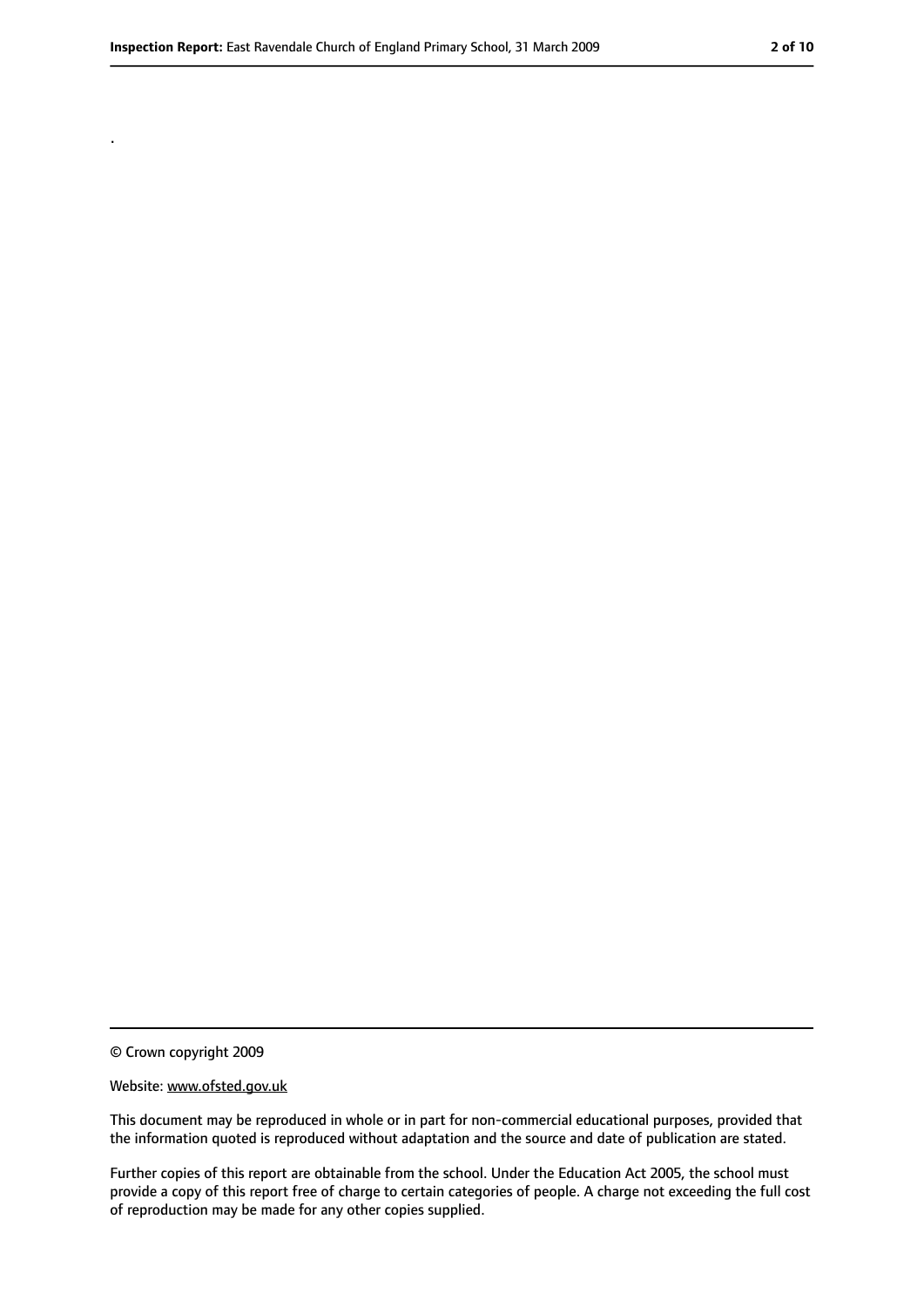.

© Crown copyright 2009

Website: www.ofsted.gov.uk

This document may be reproduced in whole or in part for non-commercial educational purposes, provided that the information quoted is reproduced without adaptation and the source and date of publication are stated.

Further copies of this report are obtainable from the school. Under the Education Act 2005, the school must provide a copy of this report free of charge to certain categories of people. A charge not exceeding the full cost of reproduction may be made for any other copies supplied.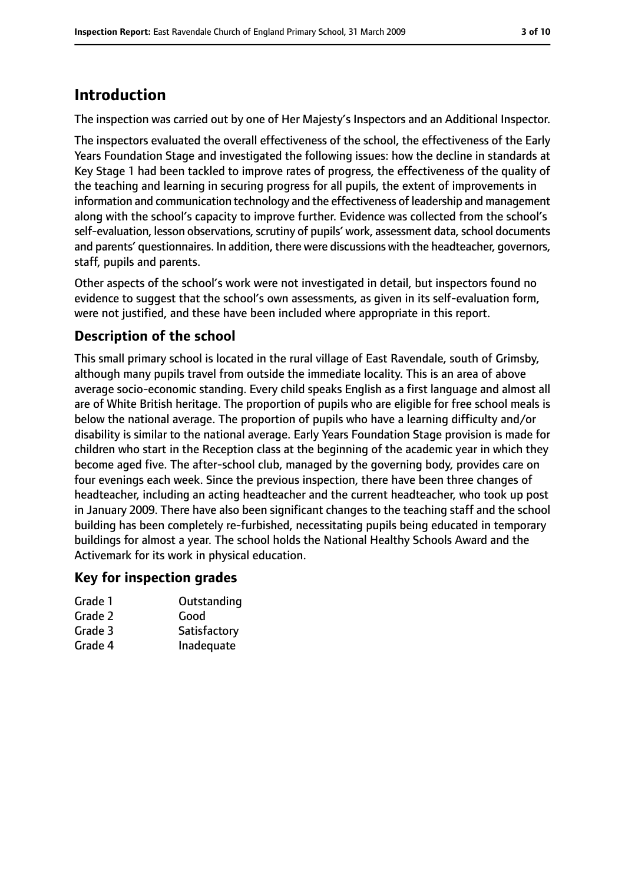# Introduction

The inspection was carried out by one of Her Majesty's Inspectors and an Additional Inspector.

The inspectors evaluated the overall effectiveness of the school, the effectiveness of the Early Years Foundation Stage and investigated the following issues: how the decline in standards at Key Stage 1 had been tackled to improve rates of progress, the effectiveness of the quality of the teaching and learning in securing progress for all pupils, the extent of improvements in information and communication technology and the effectiveness of leadership and management along with the school's capacity to improve further. Evidence was collected from the school's self-evaluation, lesson observations, scrutiny of pupils' work, assessment data, school documents and parents' questionnaires. In addition, there were discussions with the headteacher, governors, staff, pupils and parents.

Other aspects of the school's work were not investigated in detail, but inspectors found no evidence to suggest that the school's own assessments, as given in its self-evaluation form, were not justified, and these have been included where appropriate in this report.

## Description of the school

This small primary school is located in the rural village of East Ravendale, south of Grimsby, although many pupils travel from outside the immediate locality. This is an area of above average socio-economic standing. Every child speaks English as a first language and almost all are of White British heritage. The proportion of pupils who are eligible for free school meals is below the national average. The proportion of pupils who have a learning difficulty and/or disability is similar to the national average. Early Years Foundation Stage provision is made for children who start in the Reception class at the beginning of the academic year in which they become aged five. The after-school club, managed by the governing body, provides care on four evenings each week. Since the previous inspection, there have been three changes of headteacher, including an acting headteacher and the current headteacher, who took up post in January 2009. There have also been significant changes to the teaching staff and the school building has been completely re-furbished, necessitating pupils being educated in temporary buildings for almost a year. The school holds the National Healthy Schools Award and the Activemark for its work in physical education.

## Key for inspection grades

| Grade | Description |
|---|---|
| Grade 1 | Outstanding |
| Grade 2 | Good |
| Grade 3 | Satisfactory |
| Grade 4 | Inadequate |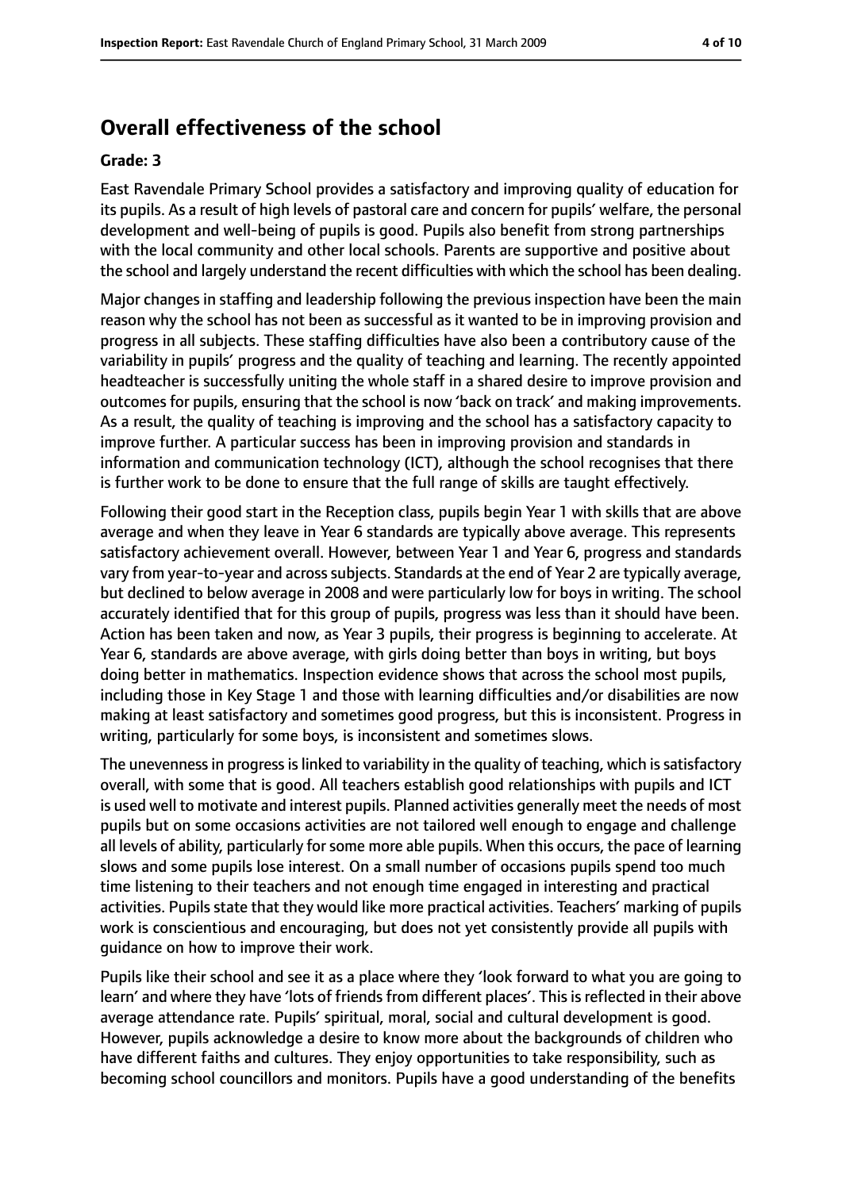## Overall effectiveness of the school

**Grade: 3**

East Ravendale Primary School provides a satisfactory and improving quality of education for its pupils. As a result of high levels of pastoral care and concern for pupils' welfare, the personal development and well-being of pupils is good. Pupils also benefit from strong partnerships with the local community and other local schools. Parents are supportive and positive about the school and largely understand the recent difficulties with which the school has been dealing.

Major changes in staffing and leadership following the previous inspection have been the main reason why the school has not been as successful as it wanted to be in improving provision and progress in all subjects. These staffing difficulties have also been a contributory cause of the variability in pupils' progress and the quality of teaching and learning. The recently appointed headteacher is successfully uniting the whole staff in a shared desire to improve provision and outcomes for pupils, ensuring that the school is now 'back on track' and making improvements. As a result, the quality of teaching is improving and the school has a satisfactory capacity to improve further. A particular success has been in improving provision and standards in information and communication technology (ICT), although the school recognises that there is further work to be done to ensure that the full range of skills are taught effectively.

Following their good start in the Reception class, pupils begin Year 1 with skills that are above average and when they leave in Year 6 standards are typically above average. This represents satisfactory achievement overall. However, between Year 1 and Year 6, progress and standards vary from year-to-year and across subjects. Standards at the end of Year 2 are typically average, but declined to below average in 2008 and were particularly low for boys in writing. The school accurately identified that for this group of pupils, progress was less than it should have been. Action has been taken and now, as Year 3 pupils, their progress is beginning to accelerate. At Year 6, standards are above average, with girls doing better than boys in writing, but boys doing better in mathematics. Inspection evidence shows that across the school most pupils, including those in Key Stage 1 and those with learning difficulties and/or disabilities are now making at least satisfactory and sometimes good progress, but this is inconsistent. Progress in writing, particularly for some boys, is inconsistent and sometimes slows.

The unevenness in progress is linked to variability in the quality of teaching, which is satisfactory overall, with some that is good. All teachers establish good relationships with pupils and ICT is used well to motivate and interest pupils. Planned activities generally meet the needs of most pupils but on some occasions activities are not tailored well enough to engage and challenge all levels of ability, particularly for some more able pupils. When this occurs, the pace of learning slows and some pupils lose interest. On a small number of occasions pupils spend too much time listening to their teachers and not enough time engaged in interesting and practical activities. Pupils state that they would like more practical activities. Teachers' marking of pupils work is conscientious and encouraging, but does not yet consistently provide all pupils with guidance on how to improve their work.

Pupils like their school and see it as a place where they 'look forward to what you are going to learn' and where they have 'lots of friends from different places'. This is reflected in their above average attendance rate. Pupils' spiritual, moral, social and cultural development is good. However, pupils acknowledge a desire to know more about the backgrounds of children who have different faiths and cultures. They enjoy opportunities to take responsibility, such as becoming school councillors and monitors. Pupils have a good understanding of the benefits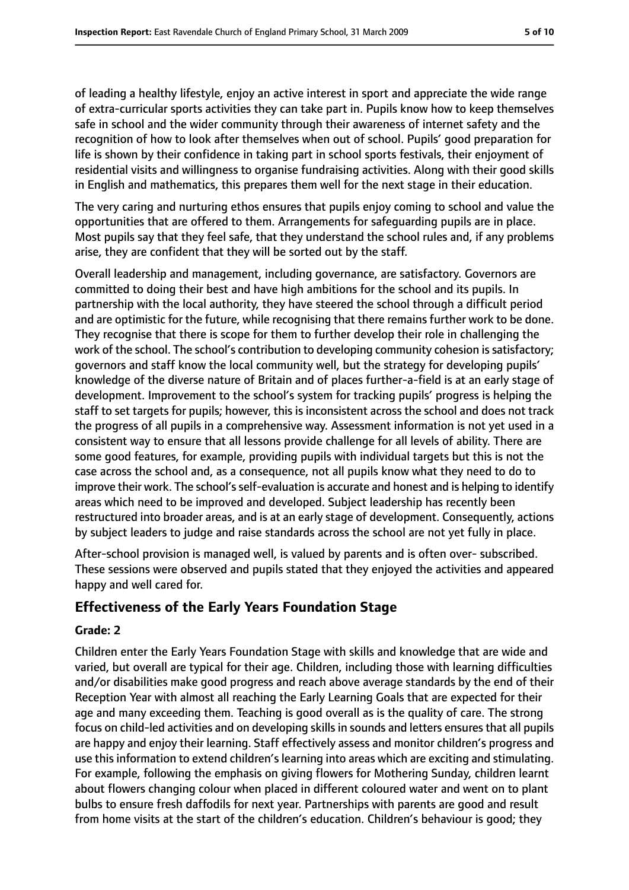of leading a healthy lifestyle, enjoy an active interest in sport and appreciate the wide range of extra-curricular sports activities they can take part in. Pupils know how to keep themselves safe in school and the wider community through their awareness of internet safety and the recognition of how to look after themselves when out of school. Pupils' good preparation for life is shown by their confidence in taking part in school sports festivals, their enjoyment of residential visits and willingness to organise fundraising activities. Along with their good skills in English and mathematics, this prepares them well for the next stage in their education.

The very caring and nurturing ethos ensures that pupils enjoy coming to school and value the opportunities that are offered to them. Arrangements for safeguarding pupils are in place. Most pupils say that they feel safe, that they understand the school rules and, if any problems arise, they are confident that they will be sorted out by the staff.

Overall leadership and management, including governance, are satisfactory. Governors are committed to doing their best and have high ambitions for the school and its pupils. In partnership with the local authority, they have steered the school through a difficult period and are optimistic for the future, while recognising that there remains further work to be done. They recognise that there is scope for them to further develop their role in challenging the work of the school. The school's contribution to developing community cohesion is satisfactory; governors and staff know the local community well, but the strategy for developing pupils' knowledge of the diverse nature of Britain and of places further-a-field is at an early stage of development. Improvement to the school's system for tracking pupils' progress is helping the staff to set targets for pupils; however, this is inconsistent across the school and does not track the progress of all pupils in a comprehensive way. Assessment information is not yet used in a consistent way to ensure that all lessons provide challenge for all levels of ability. There are some good features, for example, providing pupils with individual targets but this is not the case across the school and, as a consequence, not all pupils know what they need to do to improve their work. The school's self-evaluation is accurate and honest and is helping to identify areas which need to be improved and developed. Subject leadership has recently been restructured into broader areas, and is at an early stage of development. Consequently, actions by subject leaders to judge and raise standards across the school are not yet fully in place.

After-school provision is managed well, is valued by parents and is often over- subscribed. These sessions were observed and pupils stated that they enjoyed the activities and appeared happy and well cared for.

## Effectiveness of the Early Years Foundation Stage

**Grade: 2**

Children enter the Early Years Foundation Stage with skills and knowledge that are wide and varied, but overall are typical for their age. Children, including those with learning difficulties and/or disabilities make good progress and reach above average standards by the end of their Reception Year with almost all reaching the Early Learning Goals that are expected for their age and many exceeding them. Teaching is good overall as is the quality of care. The strong focus on child-led activities and on developing skills in sounds and letters ensures that all pupils are happy and enjoy their learning. Staff effectively assess and monitor children's progress and use this information to extend children's learning into areas which are exciting and stimulating. For example, following the emphasis on giving flowers for Mothering Sunday, children learnt about flowers changing colour when placed in different coloured water and went on to plant bulbs to ensure fresh daffodils for next year. Partnerships with parents are good and result from home visits at the start of the children's education. Children's behaviour is good; they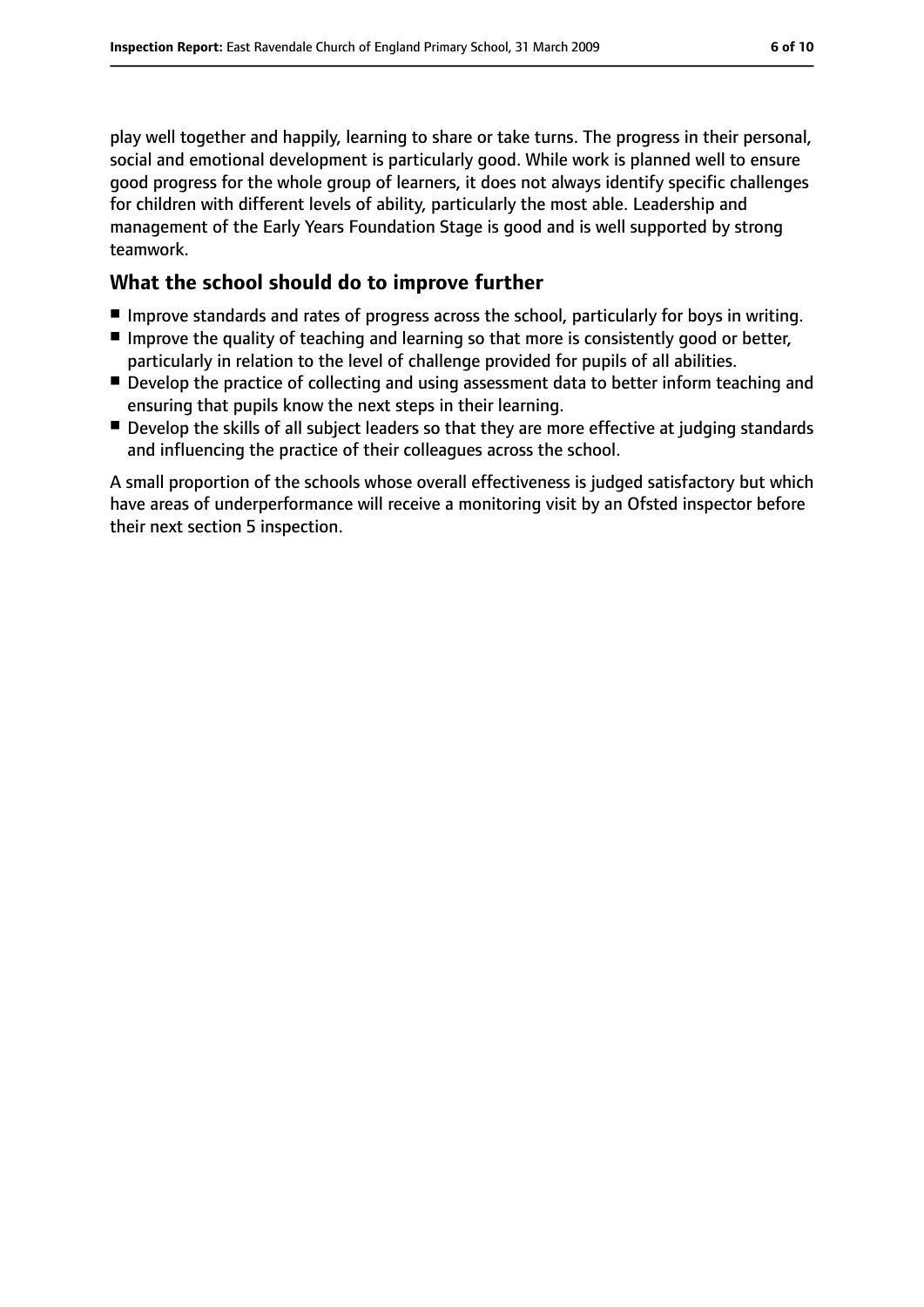play well together and happily, learning to share or take turns. The progress in their personal, social and emotional development is particularly good. While work is planned well to ensure good progress for the whole group of learners, it does not always identify specific challenges for children with different levels of ability, particularly the most able. Leadership and management of the Early Years Foundation Stage is good and is well supported by strong teamwork.

## What the school should do to improve further

- Improve standards and rates of progress across the school, particularly for boys in writing.
- Improve the quality of teaching and learning so that more is consistently good or better, particularly in relation to the level of challenge provided for pupils of all abilities.
- Develop the practice of collecting and using assessment data to better inform teaching and ensuring that pupils know the next steps in their learning.
- Develop the skills of all subject leaders so that they are more effective at judging standards and influencing the practice of their colleagues across the school.

A small proportion of the schools whose overall effectiveness is judged satisfactory but which have areas of underperformance will receive a monitoring visit by an Ofsted inspector before their next section 5 inspection.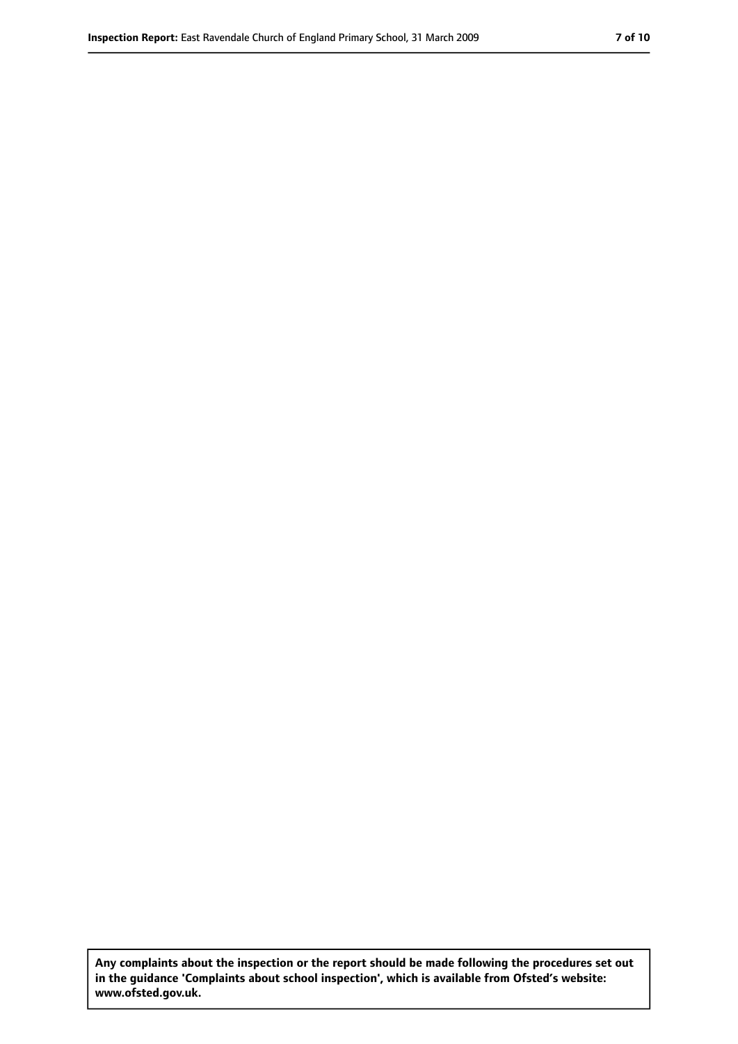**Any complaints about the inspection or the report should be made following the procedures set out in the guidance 'Complaints about school inspection', which is available from Ofsted's website: www.ofsted.gov.uk.**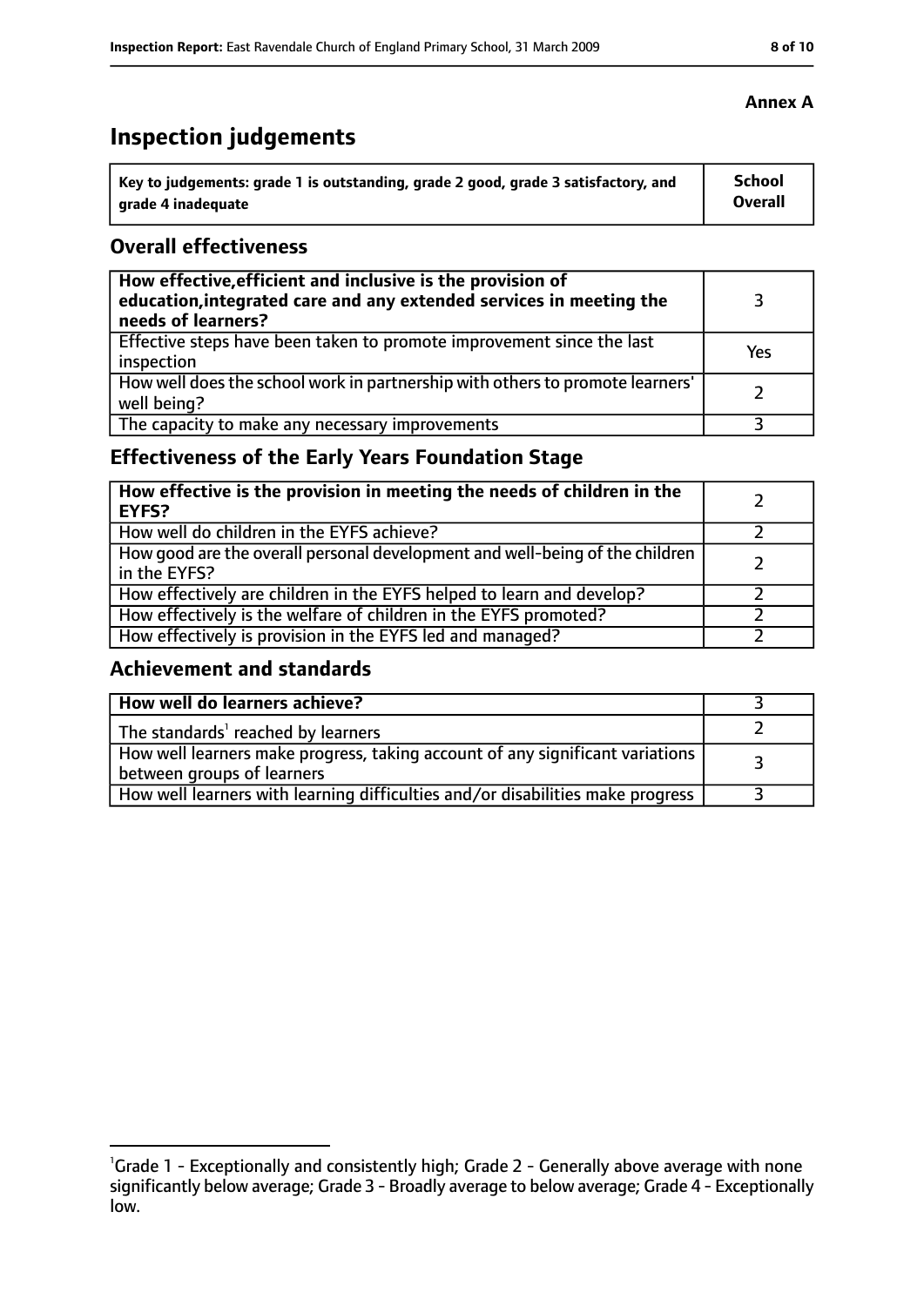**Annex A**

# Inspection judgements

| Key to judgements: grade 1 is outstanding, grade 2 good, grade 3 satisfactory, and grade 4 inadequate | School Overall |
| --- | --- |

## Overall effectiveness

| | |
| --- | --- |
| **How effective, efficient and inclusive is the provision of education, integrated care and any extended services in meeting the needs of learners?** | 3 |
| Effective steps have been taken to promote improvement since the last inspection | Yes |
| How well does the school work in partnership with others to promote learners' well being? | 2 |
| The capacity to make any necessary improvements | 3 |

## Effectiveness of the Early Years Foundation Stage

| | |
| --- | --- |
| **How effective is the provision in meeting the needs of children in the EYFS?** | 2 |
| How well do children in the EYFS achieve? | 2 |
| How good are the overall personal development and well-being of the children in the EYFS? | 2 |
| How effectively are children in the EYFS helped to learn and develop? | 2 |
| How effectively is the welfare of children in the EYFS promoted? | 2 |
| How effectively is provision in the EYFS led and managed? | 2 |

## Achievement and standards

| | |
| --- | --- |
| **How well do learners achieve?** | 3 |
| The standards[1] reached by learners | 2 |
| How well learners make progress, taking account of any significant variations between groups of learners | 3 |
| How well learners with learning difficulties and/or disabilities make progress | 3 |

[1] Grade 1 - Exceptionally and consistently high; Grade 2 - Generally above average with none significantly below average; Grade 3 - Broadly average to below average; Grade 4 - Exceptionally low.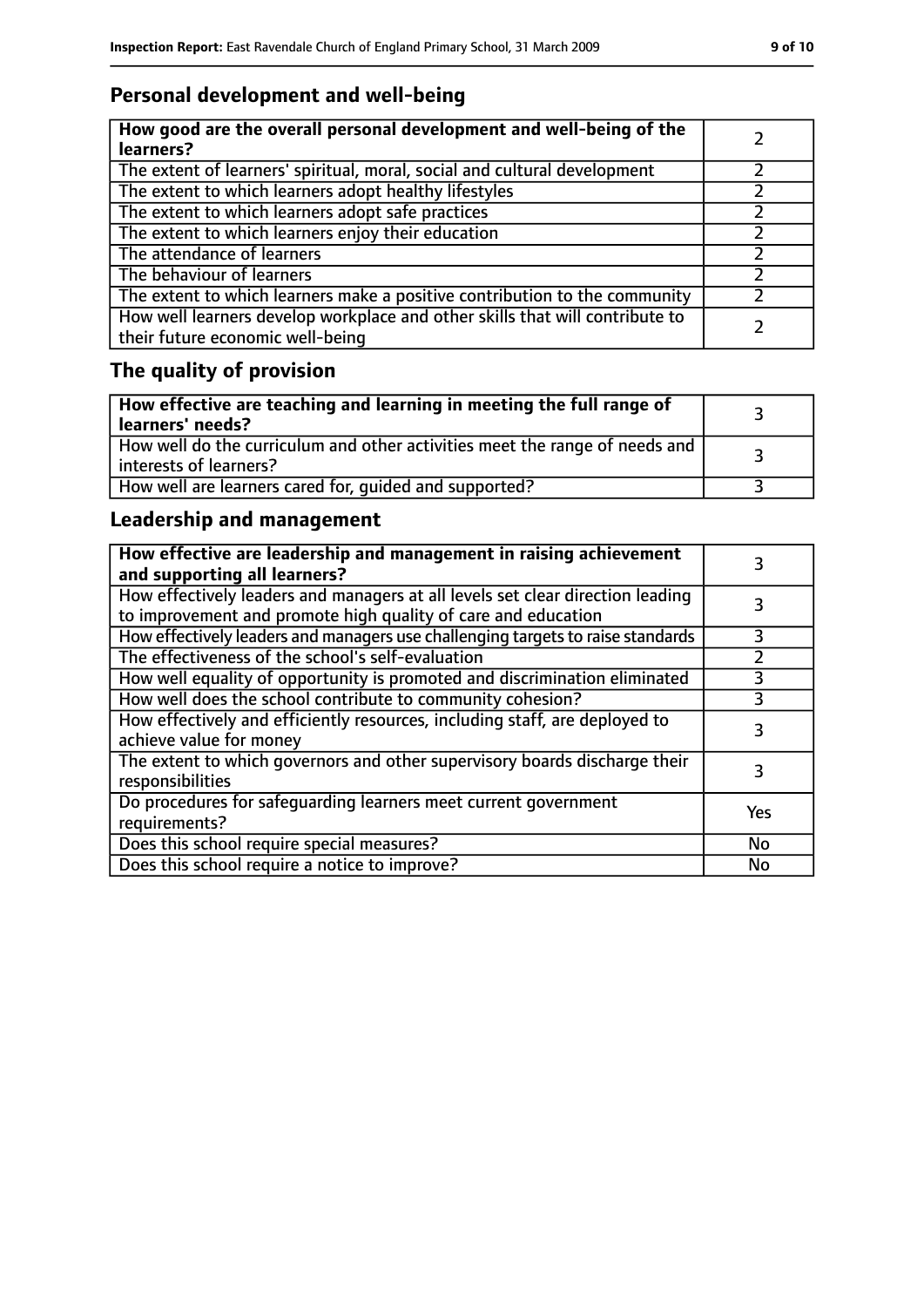## Personal development and well-being

| **How good are the overall personal development and well-being of the learners?** | 2 |
|---|---|
| The extent of learners' spiritual, moral, social and cultural development | 2 |
| The extent to which learners adopt healthy lifestyles | 2 |
| The extent to which learners adopt safe practices | 2 |
| The extent to which learners enjoy their education | 2 |
| The attendance of learners | 2 |
| The behaviour of learners | 2 |
| The extent to which learners make a positive contribution to the community | 2 |
| How well learners develop workplace and other skills that will contribute to their future economic well-being | 2 |

## The quality of provision

| **How effective are teaching and learning in meeting the full range of learners' needs?** | 3 |
|---|---|
| How well do the curriculum and other activities meet the range of needs and interests of learners? | 3 |
| How well are learners cared for, guided and supported? | 3 |

## Leadership and management

| **How effective are leadership and management in raising achievement and supporting all learners?** | 3 |
|---|---|
| How effectively leaders and managers at all levels set clear direction leading to improvement and promote high quality of care and education | 3 |
| How effectively leaders and managers use challenging targets to raise standards | 3 |
| The effectiveness of the school's self-evaluation | 2 |
| How well equality of opportunity is promoted and discrimination eliminated | 3 |
| How well does the school contribute to community cohesion? | 3 |
| How effectively and efficiently resources, including staff, are deployed to achieve value for money | 3 |
| The extent to which governors and other supervisory boards discharge their responsibilities | 3 |
| Do procedures for safeguarding learners meet current government requirements? | Yes |
| Does this school require special measures? | No |
| Does this school require a notice to improve? | No |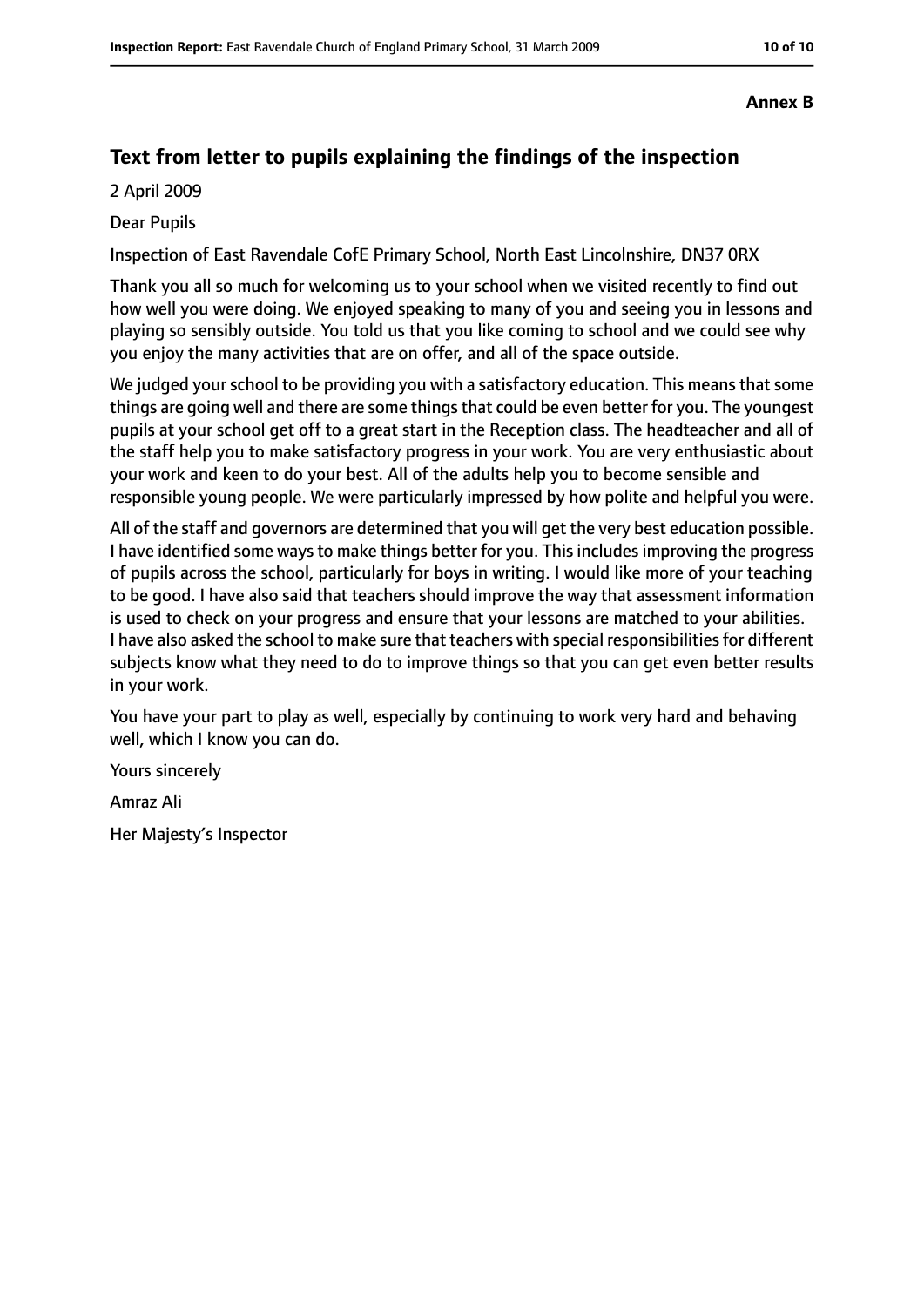**Annex B**

## Text from letter to pupils explaining the findings of the inspection

2 April 2009

Dear Pupils

Inspection of East Ravendale CofE Primary School, North East Lincolnshire, DN37 0RX

Thank you all so much for welcoming us to your school when we visited recently to find out how well you were doing. We enjoyed speaking to many of you and seeing you in lessons and playing so sensibly outside. You told us that you like coming to school and we could see why you enjoy the many activities that are on offer, and all of the space outside.

We judged your school to be providing you with a satisfactory education. This means that some things are going well and there are some things that could be even better for you. The youngest pupils at your school get off to a great start in the Reception class. The headteacher and all of the staff help you to make satisfactory progress in your work. You are very enthusiastic about your work and keen to do your best. All of the adults help you to become sensible and responsible young people. We were particularly impressed by how polite and helpful you were.

All of the staff and governors are determined that you will get the very best education possible. I have identified some ways to make things better for you. This includes improving the progress of pupils across the school, particularly for boys in writing. I would like more of your teaching to be good. I have also said that teachers should improve the way that assessment information is used to check on your progress and ensure that your lessons are matched to your abilities. I have also asked the school to make sure that teachers with special responsibilities for different subjects know what they need to do to improve things so that you can get even better results in your work.

You have your part to play as well, especially by continuing to work very hard and behaving well, which I know you can do.

Yours sincerely

Amraz Ali

Her Majesty's Inspector